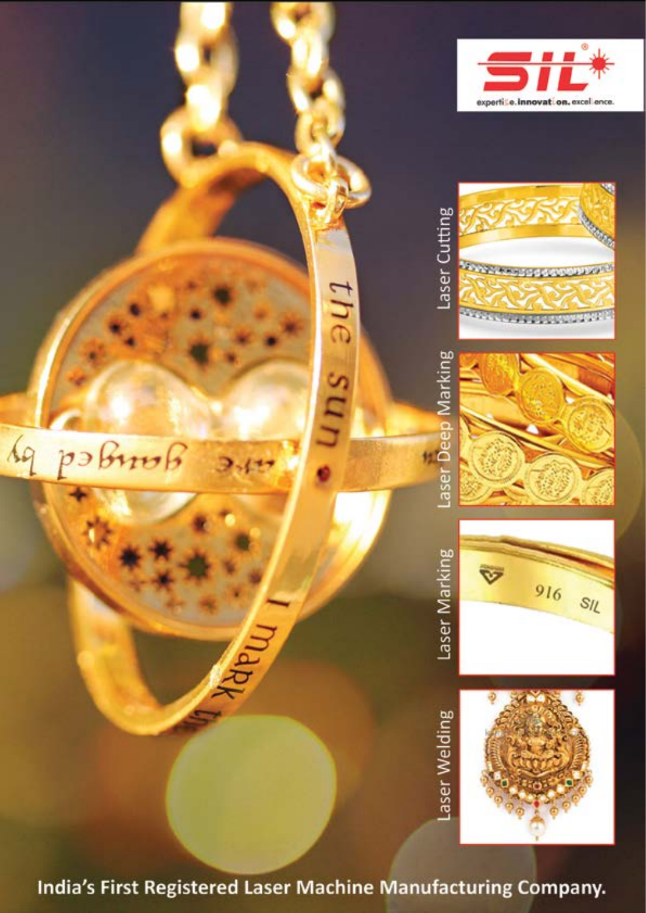SIL

expertise. innovation. excellence.

Laser Cutting

Laser Deep Marking

Laser Marking

Laser Welding

**India's First Registered Laser Machine Manufacturing Company.**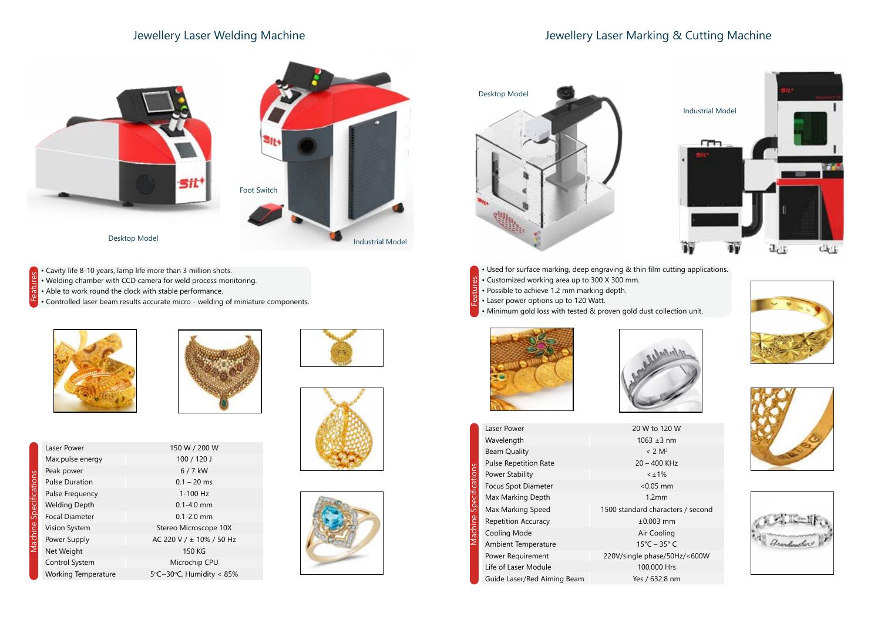## Jewellery Laser Welding Machine

Desktop Model

Foot Switch

Industrial Model

**Features**

- Cavity life 8-10 years, lamp life more than 3 million shots.
- Welding chamber with CCD camera for weld process monitoring.
- Able to work round the clock with stable performance.
- Controlled laser beam results accurate micro - welding of miniature components.

**Machine Specifications**

| | |
|---|---|
| Laser Power | 150 W / 200 W |
| Max.pulse energy | 100 / 120 J |
| Peak power | 6 / 7 kW |
| Pulse Duration | 0.1 – 20 ms |
| Pulse Frequency | 1-100 Hz |
| Welding Depth | 0.1-4.0 mm |
| Focal Diameter | 0.1-2.0 mm |
| Vision System | Stereo Microscope 10X |
| Power Supply | AC 220 V / ± 10% / 50 Hz |
| Net Weight | 150 KG |
| Control System | Microchip CPU |
| Working Temperature | 5°C~30°C, Humidity < 85% |

## Jewellery Laser Marking & Cutting Machine

Desktop Model

Industrial Model

**Features**

- Used for surface marking, deep engraving & thin film cutting applications.
- Customized working area up to 300 X 300 mm.
- Possible to achieve 1.2 mm marking depth.
- Laser power options up to 120 Watt.
- Minimum gold loss with tested & proven gold dust collection unit.

**Machine Specifications**

| | |
|---|---|
| Laser Power | 20 W to 120 W |
| Wavelength | 1063 ±3 nm |
| Beam Quality | < 2 $M^2$ |
| Pulse Repetition Rate | 20 – 400 KHz |
| Power Stability | <±1% |
| Focus Spot Diameter | <0.05 mm |
| Max Marking Depth | 1.2mm |
| Max Marking Speed | 1500 standard characters / second |
| Repetition Accuracy | ±0.003 mm |
| Cooling Mode | Air Cooling |
| Ambient Temperature | 15°C – 35° C |
| Power Requirement | 220V/single phase/50Hz/<600W |
| Life of Laser Module | 100,000 Hrs |
| Guide Laser/Red Aiming Beam | Yes / 632.8 nm |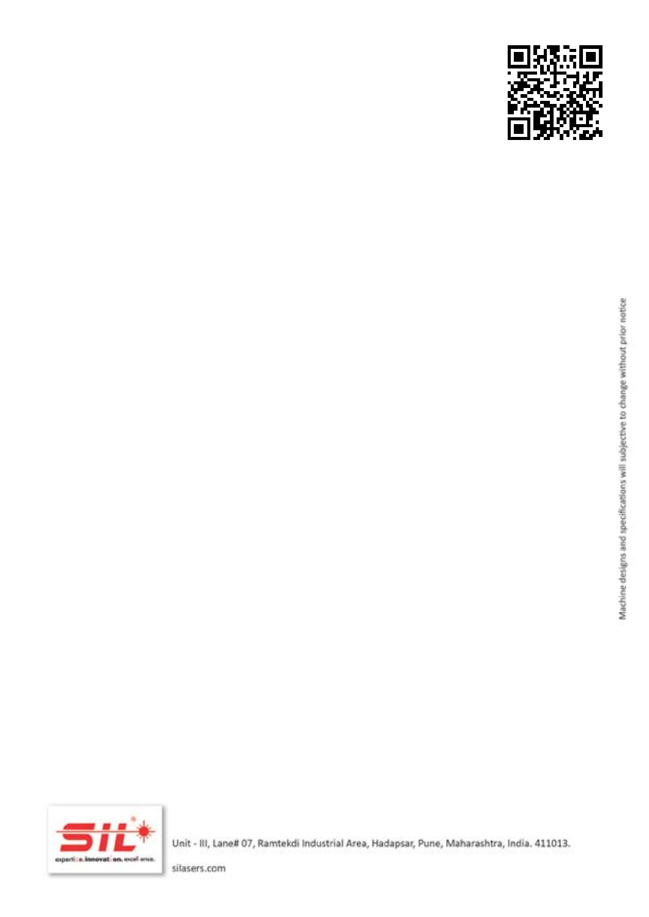Machine designs and specifications will subjective to change without prior notice

Unit - III, Lane# 07, Ramtekdi Industrial Area, Hadapsar, Pune, Maharashtra, India. 411013.

silasers.com